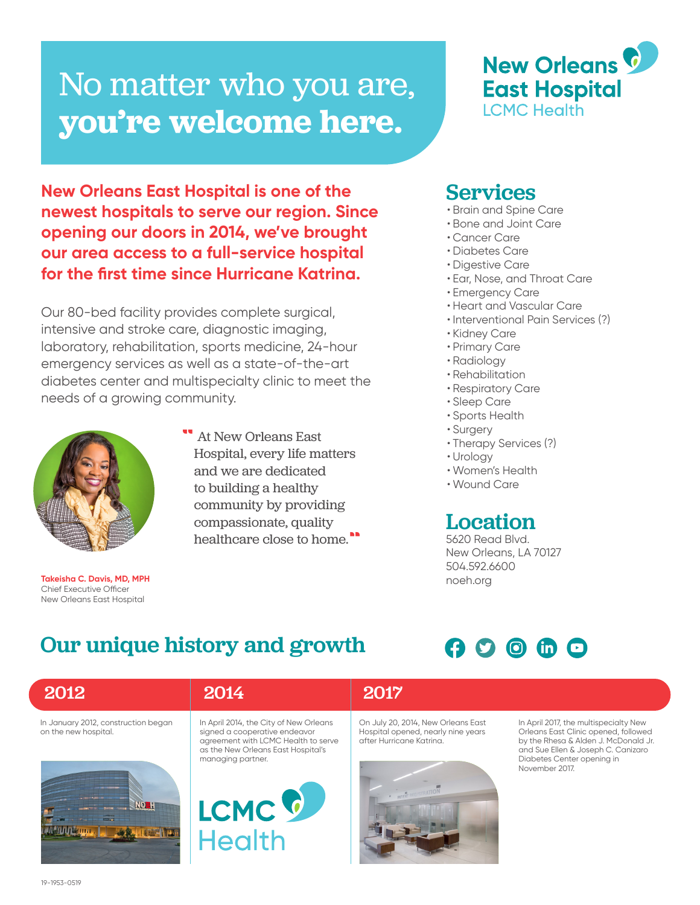# No matter who you are, **you're welcome here.**

**New Orleans East Hospital**
LCMC Health

**New Orleans East Hospital is one of the newest hospitals to serve our region. Since opening our doors in 2014, we've brought our area access to a full-service hospital for the first time since Hurricane Katrina.**

Our 80-bed facility provides complete surgical, intensive and stroke care, diagnostic imaging, laboratory, rehabilitation, sports medicine, 24-hour emergency services as well as a state-of-the-art diabetes center and multispecialty clinic to meet the needs of a growing community.

> "At New Orleans East Hospital, every life matters and we are dedicated to building a healthy community by providing compassionate, quality healthcare close to home."

**Takeisha C. Davis, MD, MPH**
Chief Executive Officer
New Orleans East Hospital

## Services

- Brain and Spine Care
- Bone and Joint Care
- Cancer Care
- Diabetes Care
- Digestive Care
- Ear, Nose, and Throat Care
- Emergency Care
- Heart and Vascular Care
- Interventional Pain Services (?)
- Kidney Care
- Primary Care
- Radiology
- Rehabilitation
- Respiratory Care
- Sleep Care
- Sports Health
- Surgery
- Therapy Services (?)
- Urology
- Women's Health
- Wound Care

## Location

5620 Read Blvd.
New Orleans, LA 70127
504.592.6600
noeh.org

## Our unique history and growth

### 2012

In January 2012, construction began on the new hospital.

### 2014

In April 2014, the City of New Orleans signed a cooperative endeavor agreement with LCMC Health to serve as the New Orleans East Hospital's managing partner.

LCMC Health

On July 20, 2014, New Orleans East Hospital opened, nearly nine years after Hurricane Katrina.

### 2017

In April 2017, the multispecialty New Orleans East Clinic opened, followed by the Rhesa & Alden J. McDonald Jr. and Sue Ellen & Joseph C. Canizaro Diabetes Center opening in November 2017.

19-1953-0519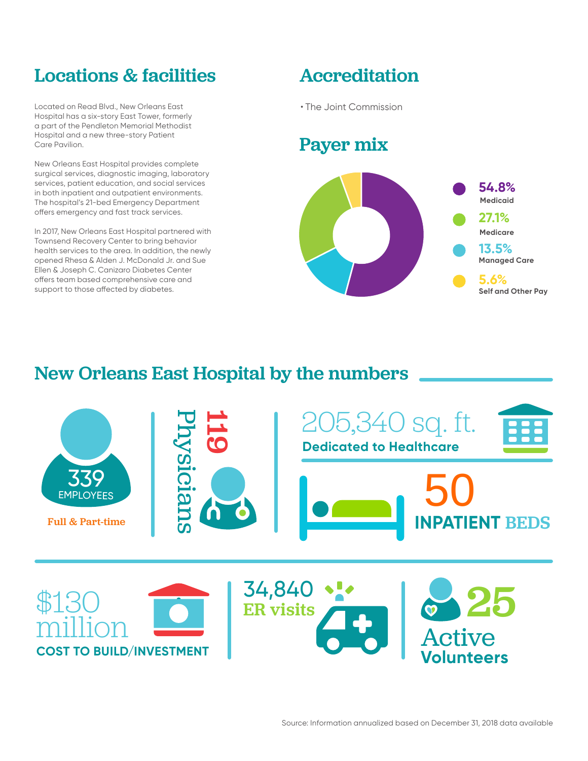## Locations & facilities

Located on Read Blvd., New Orleans East Hospital has a six-story East Tower, formerly a part of the Pendleton Memorial Methodist Hospital and a new three-story Patient Care Pavilion.

New Orleans East Hospital provides complete surgical services, diagnostic imaging, laboratory services, patient education, and social services in both inpatient and outpatient environments. The hospital's 21-bed Emergency Department offers emergency and fast track services.

In 2017, New Orleans East Hospital partnered with Townsend Recovery Center to bring behavior health services to the area. In addition, the newly opened Rhesa & Alden J. McDonald Jr. and Sue Ellen & Joseph C. Canizaro Diabetes Center offers team based comprehensive care and support to those affected by diabetes.

## Accreditation

- The Joint Commission

## Payer mix

54.8%
Medicaid

27.1%
Medicare

13.5%
Managed Care

5.6%
Self and Other Pay

## New Orleans East Hospital by the numbers

339
EMPLOYEES
Full & Part-time

119
Physicians

205,340 sq. ft.
Dedicated to Healthcare

50
INPATIENT BEDS

$130 million
COST TO BUILD/INVESTMENT

34,840
ER visits

25
Active Volunteers

Source: Information annualized based on December 31, 2018 data available